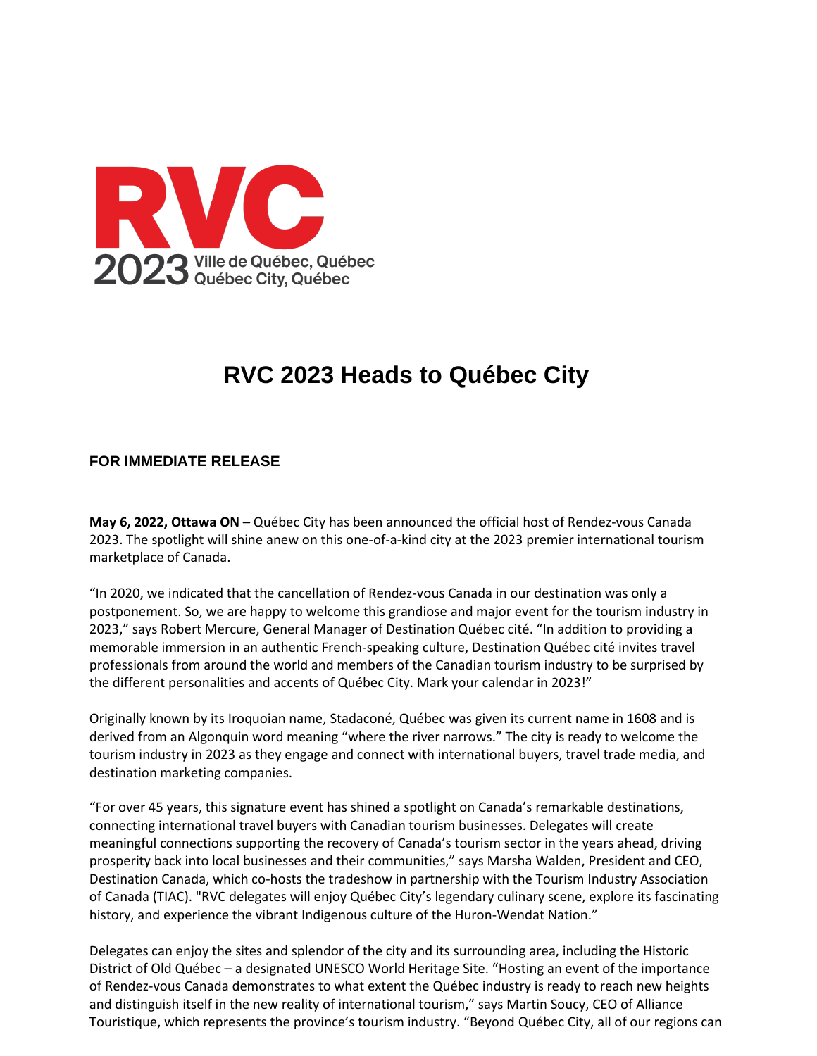RVC

2023 Ville de Québec, Québec
Québec City, Québec

# RVC 2023 Heads to Québec City

**FOR IMMEDIATE RELEASE**

**May 6, 2022, Ottawa ON –** Québec City has been announced the official host of Rendez-vous Canada 2023. The spotlight will shine anew on this one-of-a-kind city at the 2023 premier international tourism marketplace of Canada.

"In 2020, we indicated that the cancellation of Rendez-vous Canada in our destination was only a postponement. So, we are happy to welcome this grandiose and major event for the tourism industry in 2023," says Robert Mercure, General Manager of Destination Québec cité. "In addition to providing a memorable immersion in an authentic French-speaking culture, Destination Québec cité invites travel professionals from around the world and members of the Canadian tourism industry to be surprised by the different personalities and accents of Québec City. Mark your calendar in 2023!"

Originally known by its Iroquoian name, Stadaconé, Québec was given its current name in 1608 and is derived from an Algonquin word meaning "where the river narrows." The city is ready to welcome the tourism industry in 2023 as they engage and connect with international buyers, travel trade media, and destination marketing companies.

"For over 45 years, this signature event has shined a spotlight on Canada's remarkable destinations, connecting international travel buyers with Canadian tourism businesses. Delegates will create meaningful connections supporting the recovery of Canada's tourism sector in the years ahead, driving prosperity back into local businesses and their communities," says Marsha Walden, President and CEO, Destination Canada, which co-hosts the tradeshow in partnership with the Tourism Industry Association of Canada (TIAC). "RVC delegates will enjoy Québec City's legendary culinary scene, explore its fascinating history, and experience the vibrant Indigenous culture of the Huron-Wendat Nation."

Delegates can enjoy the sites and splendor of the city and its surrounding area, including the Historic District of Old Québec – a designated UNESCO World Heritage Site. "Hosting an event of the importance of Rendez-vous Canada demonstrates to what extent the Québec industry is ready to reach new heights and distinguish itself in the new reality of international tourism," says Martin Soucy, CEO of Alliance Touristique, which represents the province's tourism industry. "Beyond Québec City, all of our regions can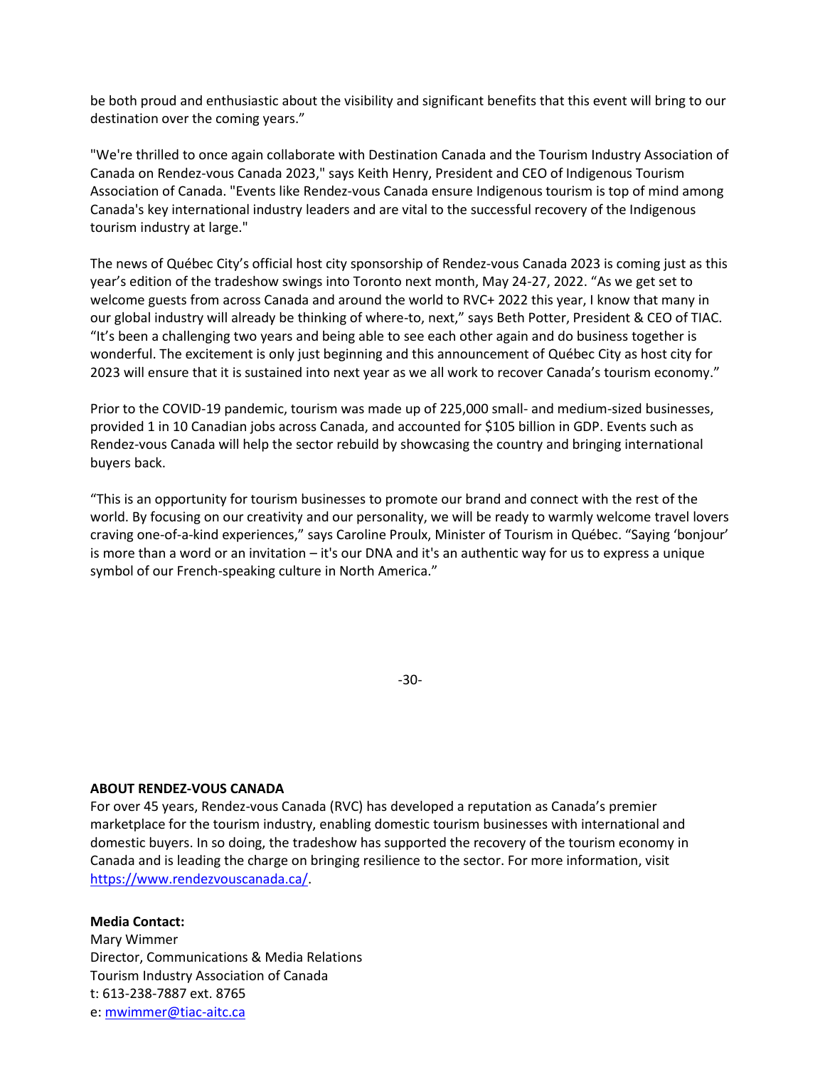be both proud and enthusiastic about the visibility and significant benefits that this event will bring to our destination over the coming years."

"We're thrilled to once again collaborate with Destination Canada and the Tourism Industry Association of Canada on Rendez-vous Canada 2023," says Keith Henry, President and CEO of Indigenous Tourism Association of Canada. "Events like Rendez-vous Canada ensure Indigenous tourism is top of mind among Canada's key international industry leaders and are vital to the successful recovery of the Indigenous tourism industry at large."

The news of Québec City's official host city sponsorship of Rendez-vous Canada 2023 is coming just as this year's edition of the tradeshow swings into Toronto next month, May 24-27, 2022. "As we get set to welcome guests from across Canada and around the world to RVC+ 2022 this year, I know that many in our global industry will already be thinking of where-to, next," says Beth Potter, President & CEO of TIAC. "It's been a challenging two years and being able to see each other again and do business together is wonderful. The excitement is only just beginning and this announcement of Québec City as host city for 2023 will ensure that it is sustained into next year as we all work to recover Canada's tourism economy."

Prior to the COVID-19 pandemic, tourism was made up of 225,000 small- and medium-sized businesses, provided 1 in 10 Canadian jobs across Canada, and accounted for $105 billion in GDP. Events such as Rendez-vous Canada will help the sector rebuild by showcasing the country and bringing international buyers back.

"This is an opportunity for tourism businesses to promote our brand and connect with the rest of the world. By focusing on our creativity and our personality, we will be ready to warmly welcome travel lovers craving one-of-a-kind experiences," says Caroline Proulx, Minister of Tourism in Québec. "Saying 'bonjour' is more than a word or an invitation – it's our DNA and it's an authentic way for us to express a unique symbol of our French-speaking culture in North America."

-30-

**ABOUT RENDEZ-VOUS CANADA**

For over 45 years, Rendez-vous Canada (RVC) has developed a reputation as Canada's premier marketplace for the tourism industry, enabling domestic tourism businesses with international and domestic buyers. In so doing, the tradeshow has supported the recovery of the tourism economy in Canada and is leading the charge on bringing resilience to the sector. For more information, visit https://www.rendezvouscanada.ca/.

**Media Contact:**

Mary Wimmer
Director, Communications & Media Relations
Tourism Industry Association of Canada
t: 613-238-7887 ext. 8765
e: mwimmer@tiac-aitc.ca